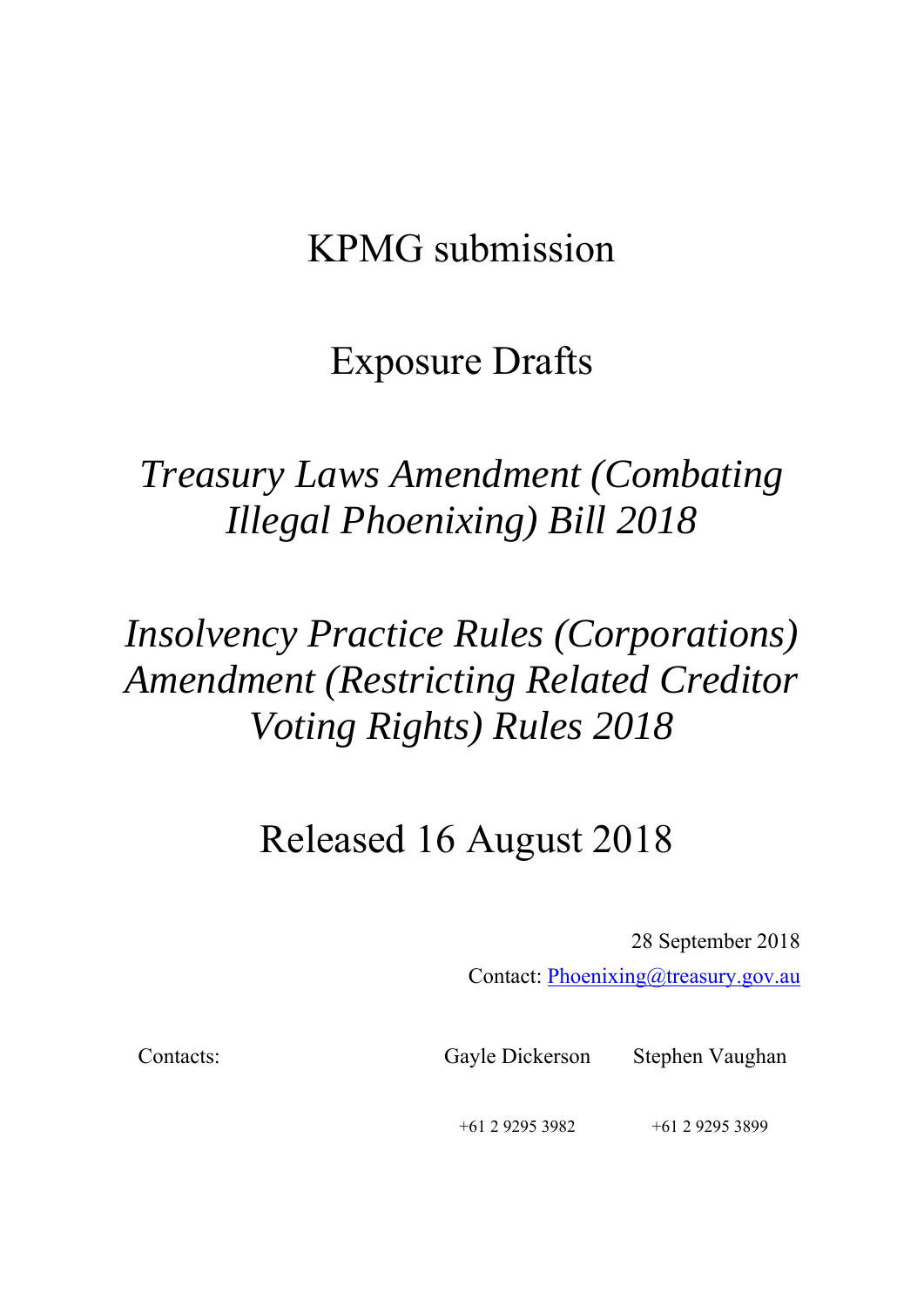# KPMG submission

## Exposure Drafts

## *Treasury Laws Amendment (Combating Illegal Phoenixing) Bill 2018*

## *Insolvency Practice Rules (Corporations) Amendment (Restricting Related Creditor Voting Rights) Rules 2018*

## Released 16 August 2018

28 September 2018

Contact: Phoenixing@treasury.gov.au

| Contacts: | Gayle Dickerson | Stephen Vaughan |
|---|---|---|
| | +61 2 9295 3982 | +61 2 9295 3899 |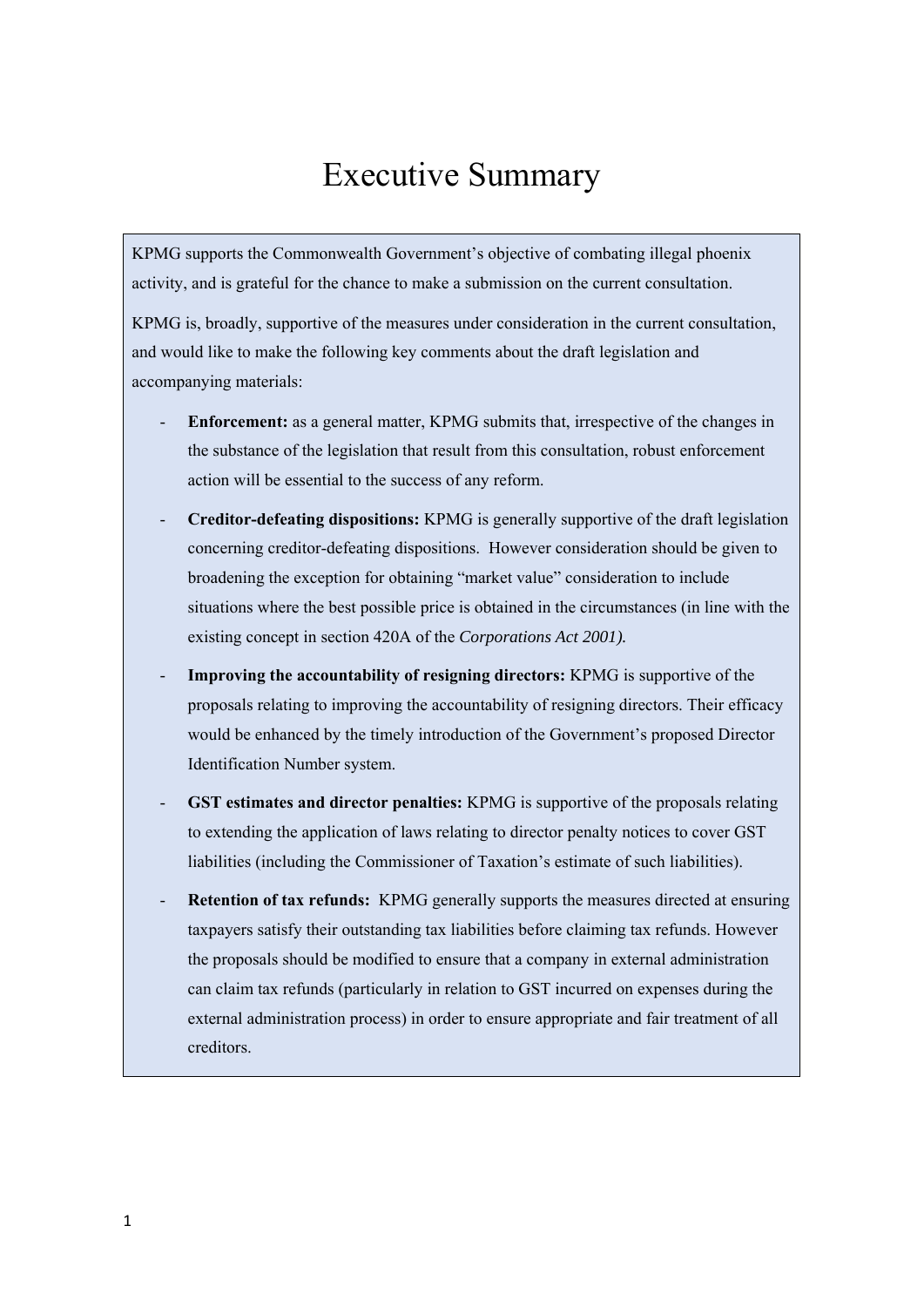# Executive Summary

KPMG supports the Commonwealth Government's objective of combating illegal phoenix activity, and is grateful for the chance to make a submission on the current consultation.

KPMG is, broadly, supportive of the measures under consideration in the current consultation, and would like to make the following key comments about the draft legislation and accompanying materials:

- **Enforcement:** as a general matter, KPMG submits that, irrespective of the changes in the substance of the legislation that result from this consultation, robust enforcement action will be essential to the success of any reform.
- **Creditor-defeating dispositions:** KPMG is generally supportive of the draft legislation concerning creditor-defeating dispositions. However consideration should be given to broadening the exception for obtaining "market value" consideration to include situations where the best possible price is obtained in the circumstances (in line with the existing concept in section 420A of the *Corporations Act 2001).*
- **Improving the accountability of resigning directors:** KPMG is supportive of the proposals relating to improving the accountability of resigning directors. Their efficacy would be enhanced by the timely introduction of the Government's proposed Director Identification Number system.
- **GST estimates and director penalties:** KPMG is supportive of the proposals relating to extending the application of laws relating to director penalty notices to cover GST liabilities (including the Commissioner of Taxation's estimate of such liabilities).
- **Retention of tax refunds:** KPMG generally supports the measures directed at ensuring taxpayers satisfy their outstanding tax liabilities before claiming tax refunds. However the proposals should be modified to ensure that a company in external administration can claim tax refunds (particularly in relation to GST incurred on expenses during the external administration process) in order to ensure appropriate and fair treatment of all creditors.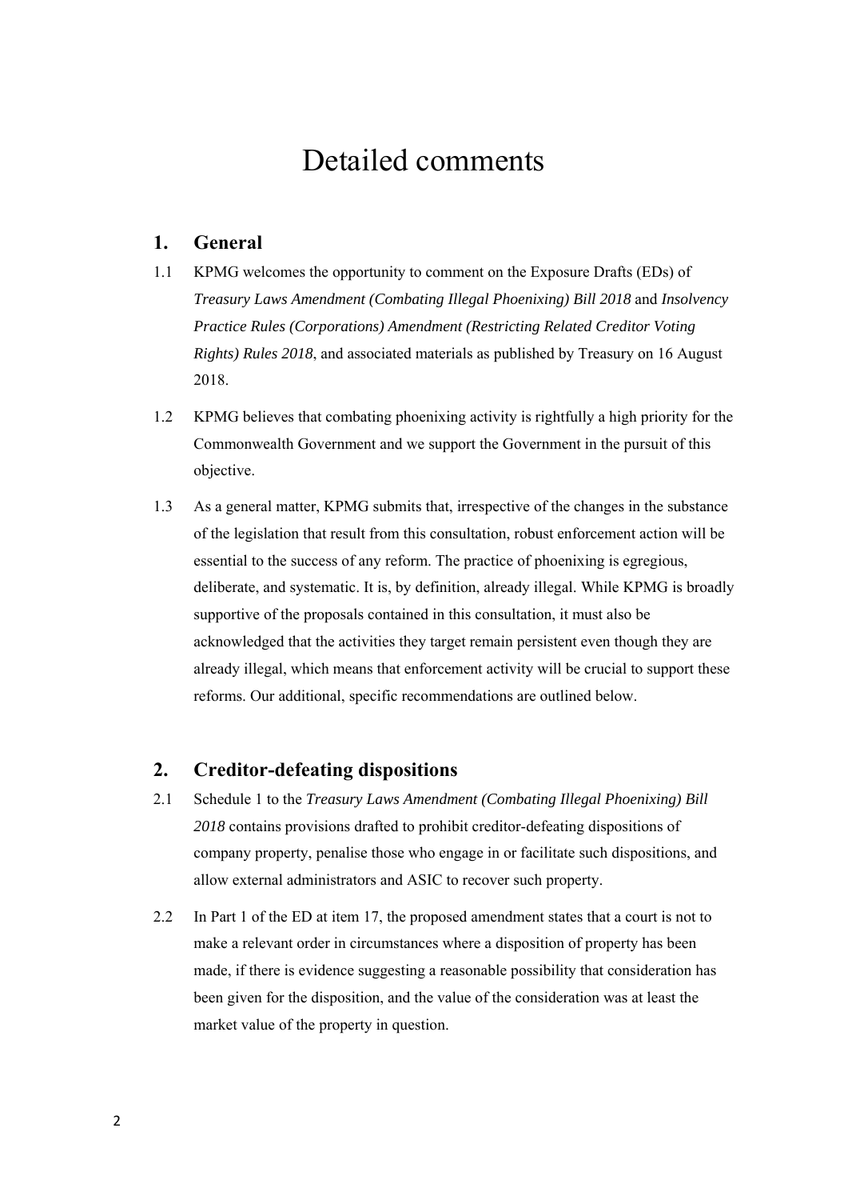# Detailed comments

## 1. General

1.1 KPMG welcomes the opportunity to comment on the Exposure Drafts (EDs) of *Treasury Laws Amendment (Combating Illegal Phoenixing) Bill 2018* and *Insolvency Practice Rules (Corporations) Amendment (Restricting Related Creditor Voting Rights) Rules 2018*, and associated materials as published by Treasury on 16 August 2018.

1.2 KPMG believes that combating phoenixing activity is rightfully a high priority for the Commonwealth Government and we support the Government in the pursuit of this objective.

1.3 As a general matter, KPMG submits that, irrespective of the changes in the substance of the legislation that result from this consultation, robust enforcement action will be essential to the success of any reform. The practice of phoenixing is egregious, deliberate, and systematic. It is, by definition, already illegal. While KPMG is broadly supportive of the proposals contained in this consultation, it must also be acknowledged that the activities they target remain persistent even though they are already illegal, which means that enforcement activity will be crucial to support these reforms. Our additional, specific recommendations are outlined below.

## 2. Creditor-defeating dispositions

2.1 Schedule 1 to the *Treasury Laws Amendment (Combating Illegal Phoenixing) Bill 2018* contains provisions drafted to prohibit creditor-defeating dispositions of company property, penalise those who engage in or facilitate such dispositions, and allow external administrators and ASIC to recover such property.

2.2 In Part 1 of the ED at item 17, the proposed amendment states that a court is not to make a relevant order in circumstances where a disposition of property has been made, if there is evidence suggesting a reasonable possibility that consideration has been given for the disposition, and the value of the consideration was at least the market value of the property in question.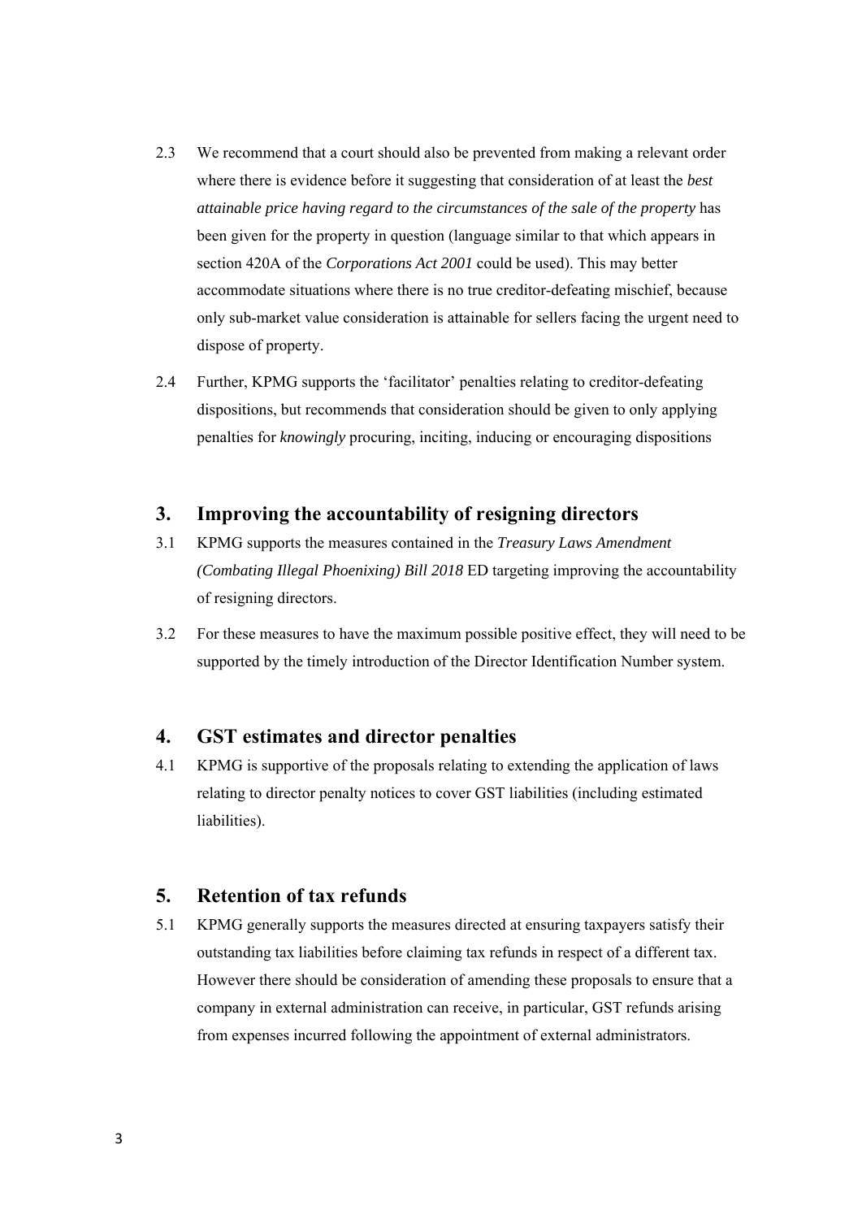2.3 We recommend that a court should also be prevented from making a relevant order where there is evidence before it suggesting that consideration of at least the *best attainable price having regard to the circumstances of the sale of the property* has been given for the property in question (language similar to that which appears in section 420A of the *Corporations Act 2001* could be used). This may better accommodate situations where there is no true creditor-defeating mischief, because only sub-market value consideration is attainable for sellers facing the urgent need to dispose of property.

2.4 Further, KPMG supports the 'facilitator' penalties relating to creditor-defeating dispositions, but recommends that consideration should be given to only applying penalties for *knowingly* procuring, inciting, inducing or encouraging dispositions

## 3. Improving the accountability of resigning directors

3.1 KPMG supports the measures contained in the *Treasury Laws Amendment (Combating Illegal Phoenixing) Bill 2018* ED targeting improving the accountability of resigning directors.

3.2 For these measures to have the maximum possible positive effect, they will need to be supported by the timely introduction of the Director Identification Number system.

## 4. GST estimates and director penalties

4.1 KPMG is supportive of the proposals relating to extending the application of laws relating to director penalty notices to cover GST liabilities (including estimated liabilities).

## 5. Retention of tax refunds

5.1 KPMG generally supports the measures directed at ensuring taxpayers satisfy their outstanding tax liabilities before claiming tax refunds in respect of a different tax. However there should be consideration of amending these proposals to ensure that a company in external administration can receive, in particular, GST refunds arising from expenses incurred following the appointment of external administrators.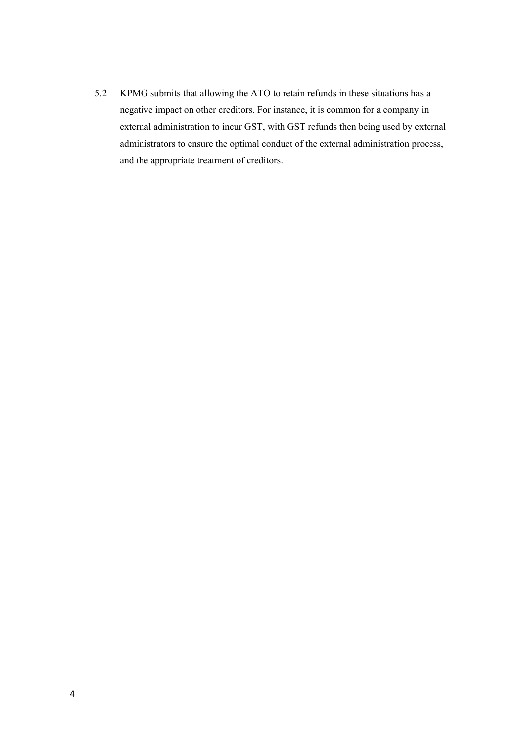5.2 KPMG submits that allowing the ATO to retain refunds in these situations has a negative impact on other creditors. For instance, it is common for a company in external administration to incur GST, with GST refunds then being used by external administrators to ensure the optimal conduct of the external administration process, and the appropriate treatment of creditors.